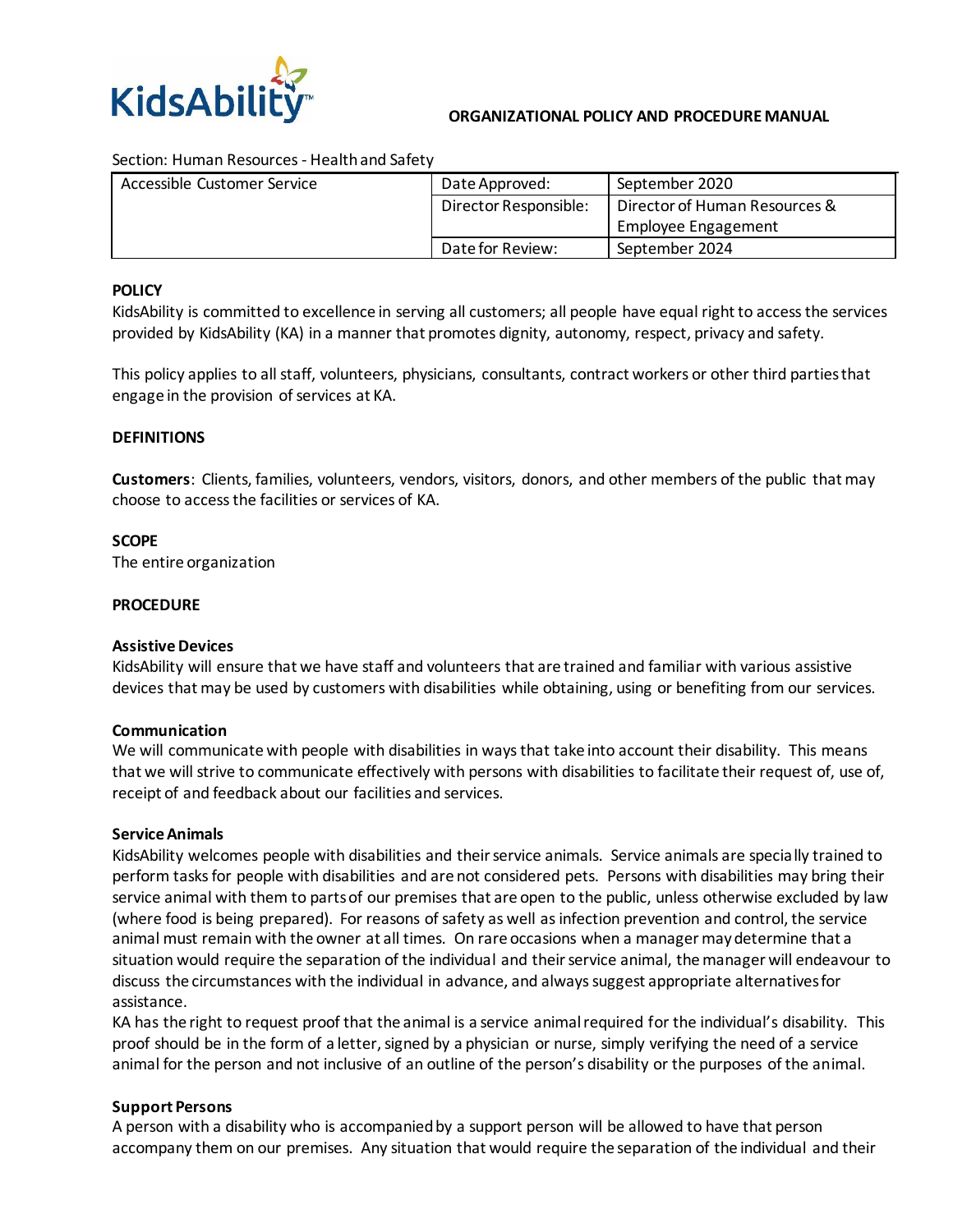**ORGANIZATIONAL POLICY AND PROCEDURE MANUAL**

Section: Human Resources - Health and Safety

| Accessible Customer Service | Date Approved: | September 2020 |
|---|---|---|
| | Director Responsible: | Director of Human Resources & Employee Engagement |
| | Date for Review: | September 2024 |

**POLICY**

KidsAbility is committed to excellence in serving all customers; all people have equal right to access the services provided by KidsAbility (KA) in a manner that promotes dignity, autonomy, respect, privacy and safety.

This policy applies to all staff, volunteers, physicians, consultants, contract workers or other third parties that engage in the provision of services at KA.

**DEFINITIONS**

**Customers**: Clients, families, volunteers, vendors, visitors, donors, and other members of the public that may choose to access the facilities or services of KA.

**SCOPE**

The entire organization

**PROCEDURE**

**Assistive Devices**

KidsAbility will ensure that we have staff and volunteers that are trained and familiar with various assistive devices that may be used by customers with disabilities while obtaining, using or benefiting from our services.

**Communication**

We will communicate with people with disabilities in ways that take into account their disability. This means that we will strive to communicate effectively with persons with disabilities to facilitate their request of, use of, receipt of and feedback about our facilities and services.

**Service Animals**

KidsAbility welcomes people with disabilities and their service animals. Service animals are specially trained to perform tasks for people with disabilities and are not considered pets. Persons with disabilities may bring their service animal with them to parts of our premises that are open to the public, unless otherwise excluded by law (where food is being prepared). For reasons of safety as well as infection prevention and control, the service animal must remain with the owner at all times. On rare occasions when a manager may determine that a situation would require the separation of the individual and their service animal, the manager will endeavour to discuss the circumstances with the individual in advance, and always suggest appropriate alternatives for assistance.

KA has the right to request proof that the animal is a service animal required for the individual's disability. This proof should be in the form of a letter, signed by a physician or nurse, simply verifying the need of a service animal for the person and not inclusive of an outline of the person's disability or the purposes of the animal.

**Support Persons**

A person with a disability who is accompanied by a support person will be allowed to have that person accompany them on our premises. Any situation that would require the separation of the individual and their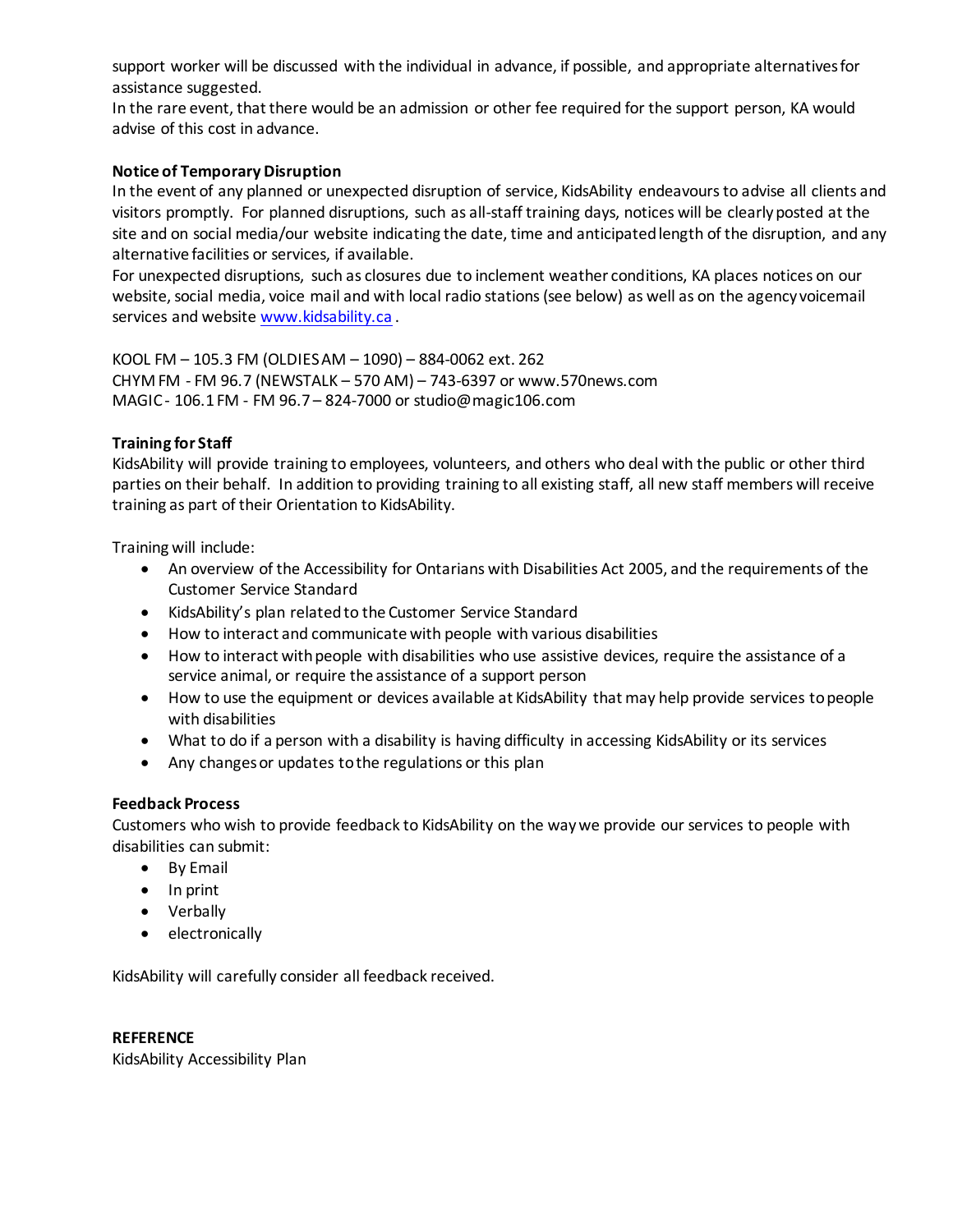support worker will be discussed with the individual in advance, if possible, and appropriate alternatives for assistance suggested.
In the rare event, that there would be an admission or other fee required for the support person, KA would advise of this cost in advance.

**Notice of Temporary Disruption**
In the event of any planned or unexpected disruption of service, KidsAbility endeavours to advise all clients and visitors promptly. For planned disruptions, such as all-staff training days, notices will be clearly posted at the site and on social media/our website indicating the date, time and anticipated length of the disruption, and any alternative facilities or services, if available.
For unexpected disruptions, such as closures due to inclement weather conditions, KA places notices on our website, social media, voice mail and with local radio stations (see below) as well as on the agency voicemail services and website [www.kidsability.ca](http://www.kidsability.ca) .

KOOL FM – 105.3 FM (OLDIES AM – 1090) – 884-0062 ext. 262
CHYM FM - FM 96.7 (NEWSTALK – 570 AM) – 743-6397 or www.570news.com
MAGIC - 106.1 FM - FM 96.7 – 824-7000 or studio@magic106.com

**Training for Staff**
KidsAbility will provide training to employees, volunteers, and others who deal with the public or other third parties on their behalf. In addition to providing training to all existing staff, all new staff members will receive training as part of their Orientation to KidsAbility.

Training will include:

- An overview of the Accessibility for Ontarians with Disabilities Act 2005, and the requirements of the Customer Service Standard
- KidsAbility's plan related to the Customer Service Standard
- How to interact and communicate with people with various disabilities
- How to interact with people with disabilities who use assistive devices, require the assistance of a service animal, or require the assistance of a support person
- How to use the equipment or devices available at KidsAbility that may help provide services to people with disabilities
- What to do if a person with a disability is having difficulty in accessing KidsAbility or its services
- Any changes or updates to the regulations or this plan

**Feedback Process**
Customers who wish to provide feedback to KidsAbility on the way we provide our services to people with disabilities can submit:

- By Email
- In print
- Verbally
- electronically

KidsAbility will carefully consider all feedback received.

**REFERENCE**
KidsAbility Accessibility Plan